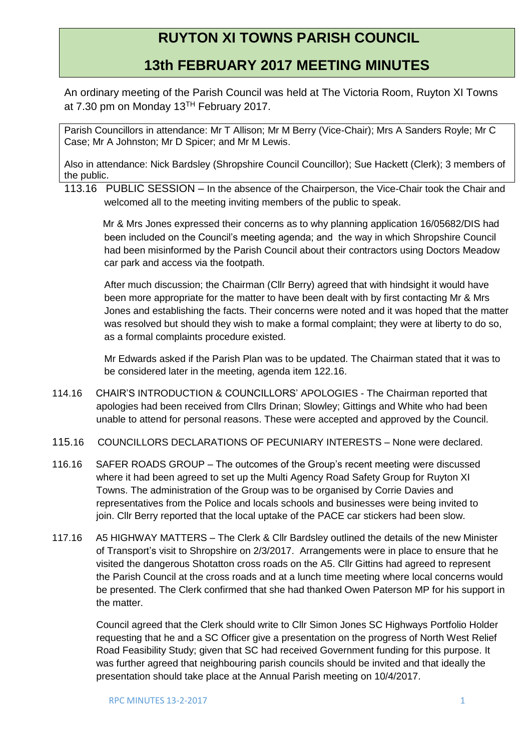# RUYTON XI TOWNS PARISH COUNCIL

## 13th FEBRUARY 2017 MEETING MINUTES

An ordinary meeting of the Parish Council was held at The Victoria Room, Ruyton XI Towns at 7.30 pm on Monday 13TH February 2017.

Parish Councillors in attendance: Mr T Allison; Mr M Berry (Vice-Chair); Mrs A Sanders Royle; Mr C Case; Mr A Johnston; Mr D Spicer; and Mr M Lewis.

Also in attendance: Nick Bardsley (Shropshire Council Councillor); Sue Hackett (Clerk); 3 members of the public.

113.16 PUBLIC SESSION – In the absence of the Chairperson, the Vice-Chair took the Chair and welcomed all to the meeting inviting members of the public to speak.

Mr & Mrs Jones expressed their concerns as to why planning application 16/05682/DIS had been included on the Council's meeting agenda; and the way in which Shropshire Council had been misinformed by the Parish Council about their contractors using Doctors Meadow car park and access via the footpath.

After much discussion; the Chairman (Cllr Berry) agreed that with hindsight it would have been more appropriate for the matter to have been dealt with by first contacting Mr & Mrs Jones and establishing the facts. Their concerns were noted and it was hoped that the matter was resolved but should they wish to make a formal complaint; they were at liberty to do so, as a formal complaints procedure existed.

Mr Edwards asked if the Parish Plan was to be updated. The Chairman stated that it was to be considered later in the meeting, agenda item 122.16.

114.16 CHAIR'S INTRODUCTION & COUNCILLORS' APOLOGIES - The Chairman reported that apologies had been received from Cllrs Drinan; Slowley; Gittings and White who had been unable to attend for personal reasons. These were accepted and approved by the Council.

115.16 COUNCILLORS DECLARATIONS OF PECUNIARY INTERESTS – None were declared.

116.16 SAFER ROADS GROUP – The outcomes of the Group's recent meeting were discussed where it had been agreed to set up the Multi Agency Road Safety Group for Ruyton XI Towns. The administration of the Group was to be organised by Corrie Davies and representatives from the Police and locals schools and businesses were being invited to join. Cllr Berry reported that the local uptake of the PACE car stickers had been slow.

117.16 A5 HIGHWAY MATTERS – The Clerk & Cllr Bardsley outlined the details of the new Minister of Transport's visit to Shropshire on 2/3/2017. Arrangements were in place to ensure that he visited the dangerous Shotatton cross roads on the A5. Cllr Gittins had agreed to represent the Parish Council at the cross roads and at a lunch time meeting where local concerns would be presented. The Clerk confirmed that she had thanked Owen Paterson MP for his support in the matter.

Council agreed that the Clerk should write to Cllr Simon Jones SC Highways Portfolio Holder requesting that he and a SC Officer give a presentation on the progress of North West Relief Road Feasibility Study; given that SC had received Government funding for this purpose. It was further agreed that neighbouring parish councils should be invited and that ideally the presentation should take place at the Annual Parish meeting on 10/4/2017.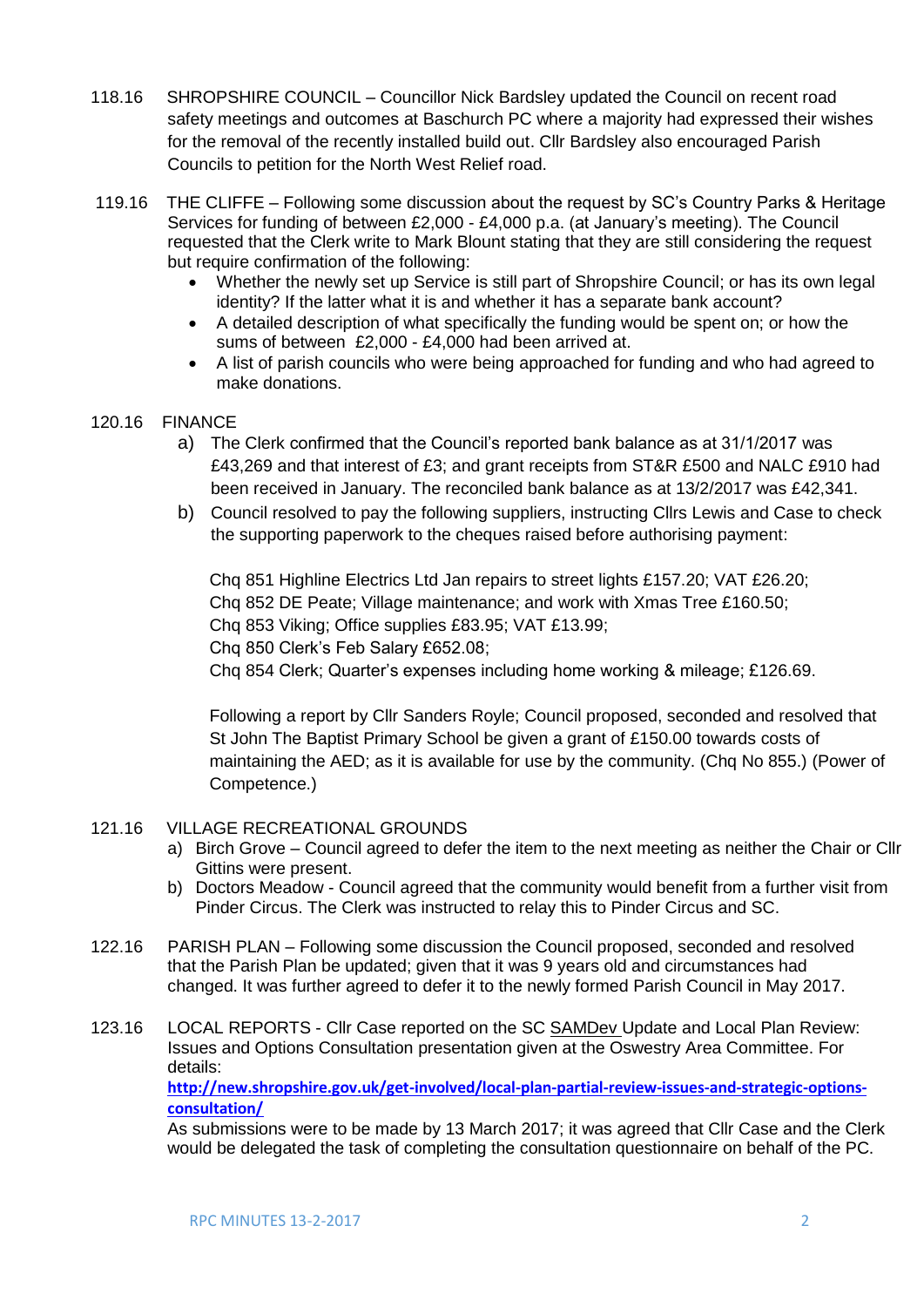118.16 SHROPSHIRE COUNCIL – Councillor Nick Bardsley updated the Council on recent road safety meetings and outcomes at Baschurch PC where a majority had expressed their wishes for the removal of the recently installed build out. Cllr Bardsley also encouraged Parish Councils to petition for the North West Relief road.

119.16 THE CLIFFE – Following some discussion about the request by SC's Country Parks & Heritage Services for funding of between £2,000 - £4,000 p.a. (at January's meeting). The Council requested that the Clerk write to Mark Blount stating that they are still considering the request but require confirmation of the following:

- Whether the newly set up Service is still part of Shropshire Council; or has its own legal identity? If the latter what it is and whether it has a separate bank account?
- A detailed description of what specifically the funding would be spent on; or how the sums of between £2,000 - £4,000 had been arrived at.
- A list of parish councils who were being approached for funding and who had agreed to make donations.

120.16 FINANCE

a) The Clerk confirmed that the Council's reported bank balance as at 31/1/2017 was £43,269 and that interest of £3; and grant receipts from ST&R £500 and NALC £910 had been received in January. The reconciled bank balance as at 13/2/2017 was £42,341.

b) Council resolved to pay the following suppliers, instructing Cllrs Lewis and Case to check the supporting paperwork to the cheques raised before authorising payment:

Chq 851 Highline Electrics Ltd Jan repairs to street lights £157.20; VAT £26.20;
Chq 852 DE Peate; Village maintenance; and work with Xmas Tree £160.50;
Chq 853 Viking; Office supplies £83.95; VAT £13.99;
Chq 850 Clerk's Feb Salary £652.08;
Chq 854 Clerk; Quarter's expenses including home working & mileage; £126.69.

Following a report by Cllr Sanders Royle; Council proposed, seconded and resolved that St John The Baptist Primary School be given a grant of £150.00 towards costs of maintaining the AED; as it is available for use by the community. (Chq No 855.) (Power of Competence.)

121.16 VILLAGE RECREATIONAL GROUNDS

a) Birch Grove – Council agreed to defer the item to the next meeting as neither the Chair or Cllr Gittins were present.

b) Doctors Meadow - Council agreed that the community would benefit from a further visit from Pinder Circus. The Clerk was instructed to relay this to Pinder Circus and SC.

122.16 PARISH PLAN – Following some discussion the Council proposed, seconded and resolved that the Parish Plan be updated; given that it was 9 years old and circumstances had changed. It was further agreed to defer it to the newly formed Parish Council in May 2017.

123.16 LOCAL REPORTS - Cllr Case reported on the SC SAMDev Update and Local Plan Review: Issues and Options Consultation presentation given at the Oswestry Area Committee. For details:
**http://new.shropshire.gov.uk/get-involved/local-plan-partial-review-issues-and-strategic-options-consultation/**
As submissions were to be made by 13 March 2017; it was agreed that Cllr Case and the Clerk would be delegated the task of completing the consultation questionnaire on behalf of the PC.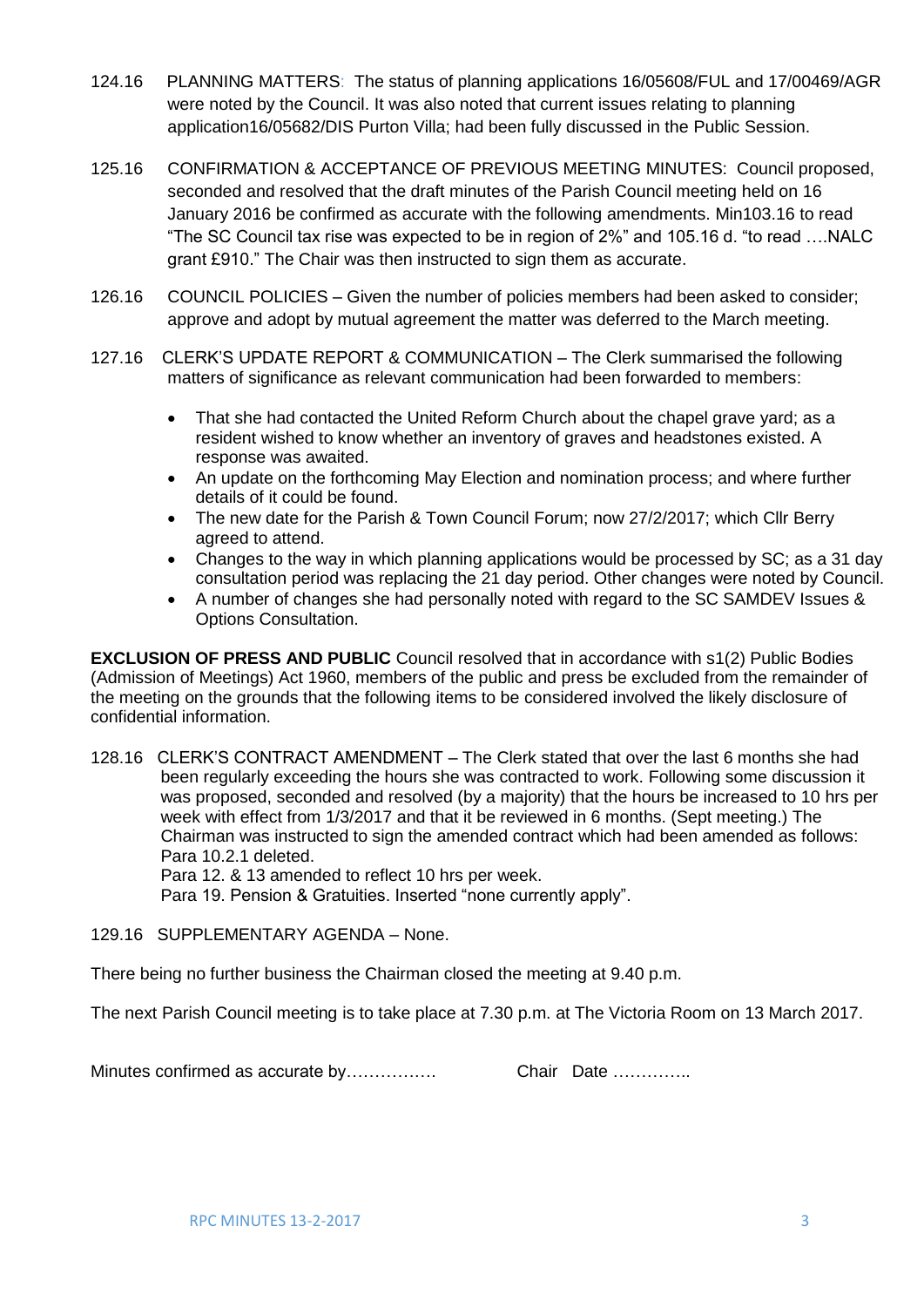124.16 PLANNING MATTERS: The status of planning applications 16/05608/FUL and 17/00469/AGR were noted by the Council. It was also noted that current issues relating to planning application16/05682/DIS Purton Villa; had been fully discussed in the Public Session.

125.16 CONFIRMATION & ACCEPTANCE OF PREVIOUS MEETING MINUTES: Council proposed, seconded and resolved that the draft minutes of the Parish Council meeting held on 16 January 2016 be confirmed as accurate with the following amendments. Min103.16 to read "The SC Council tax rise was expected to be in region of 2%" and 105.16 d. "to read ….NALC grant £910." The Chair was then instructed to sign them as accurate.

126.16 COUNCIL POLICIES – Given the number of policies members had been asked to consider; approve and adopt by mutual agreement the matter was deferred to the March meeting.

127.16 CLERK'S UPDATE REPORT & COMMUNICATION – The Clerk summarised the following matters of significance as relevant communication had been forwarded to members:

- That she had contacted the United Reform Church about the chapel grave yard; as a resident wished to know whether an inventory of graves and headstones existed. A response was awaited.
- An update on the forthcoming May Election and nomination process; and where further details of it could be found.
- The new date for the Parish & Town Council Forum; now 27/2/2017; which Cllr Berry agreed to attend.
- Changes to the way in which planning applications would be processed by SC; as a 31 day consultation period was replacing the 21 day period. Other changes were noted by Council.
- A number of changes she had personally noted with regard to the SC SAMDEV Issues & Options Consultation.

**EXCLUSION OF PRESS AND PUBLIC** Council resolved that in accordance with s1(2) Public Bodies (Admission of Meetings) Act 1960, members of the public and press be excluded from the remainder of the meeting on the grounds that the following items to be considered involved the likely disclosure of confidential information.

128.16 CLERK'S CONTRACT AMENDMENT – The Clerk stated that over the last 6 months she had been regularly exceeding the hours she was contracted to work. Following some discussion it was proposed, seconded and resolved (by a majority) that the hours be increased to 10 hrs per week with effect from 1/3/2017 and that it be reviewed in 6 months. (Sept meeting.) The Chairman was instructed to sign the amended contract which had been amended as follows:
Para 10.2.1 deleted.
Para 12. & 13 amended to reflect 10 hrs per week.
Para 19. Pension & Gratuities. Inserted "none currently apply".

129.16 SUPPLEMENTARY AGENDA – None.

There being no further business the Chairman closed the meeting at 9.40 p.m.

The next Parish Council meeting is to take place at 7.30 p.m. at The Victoria Room on 13 March 2017.

Minutes confirmed as accurate by……………. Chair Date …………..